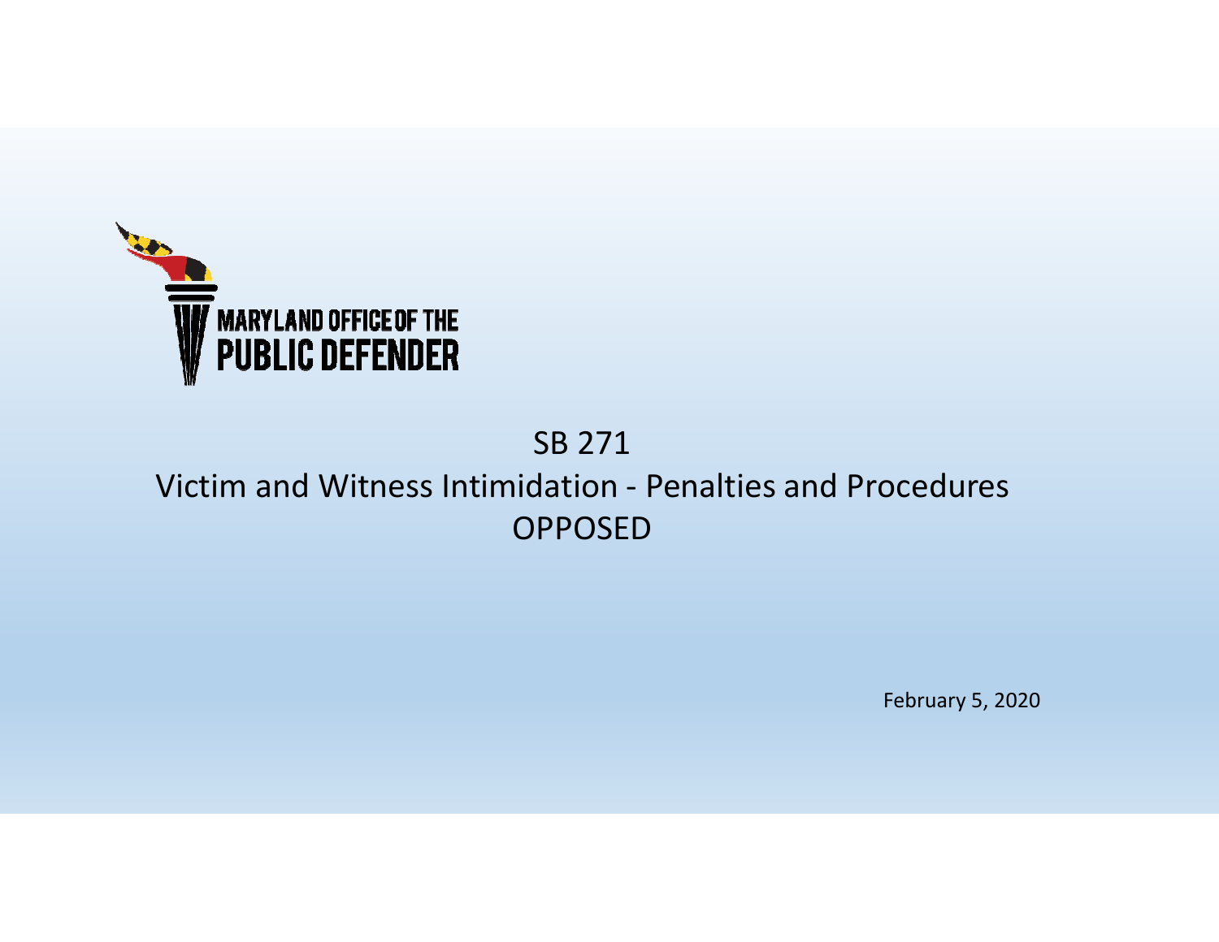MARYLAND OFFICE OF THE
PUBLIC DEFENDER

# SB 271

## Victim and Witness Intimidation - Penalties and Procedures

## OPPOSED

February 5, 2020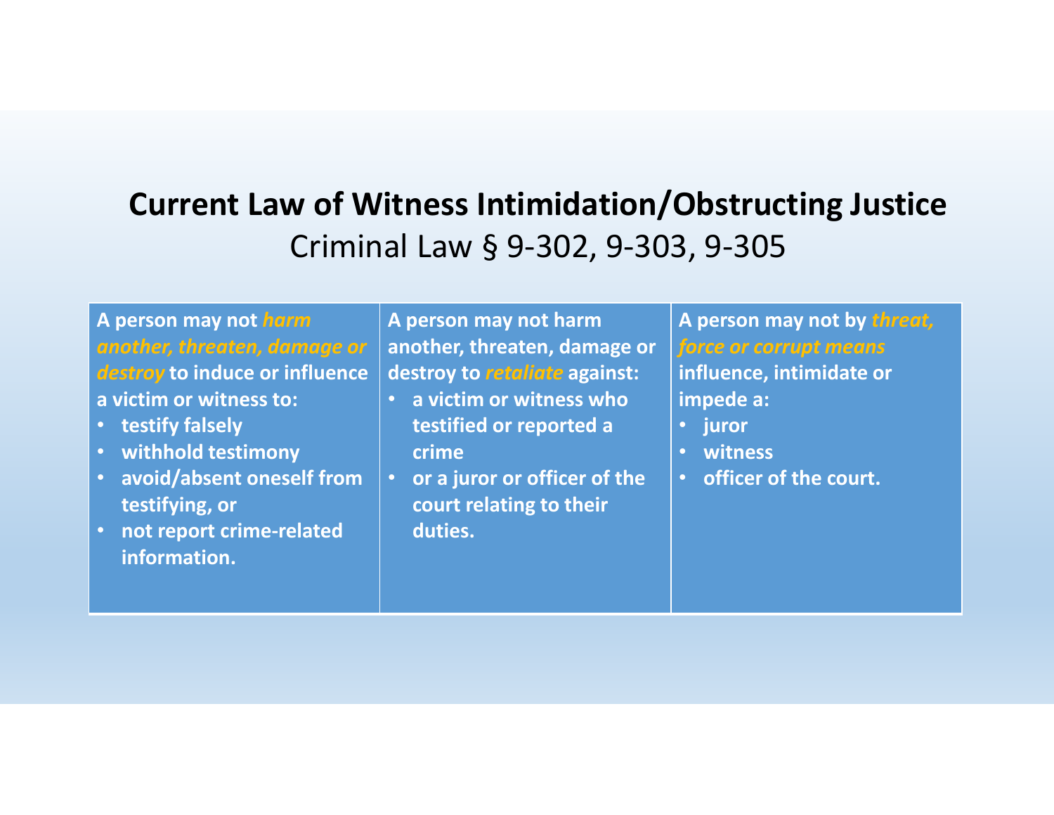# Current Law of Witness Intimidation/Obstructing Justice

Criminal Law § 9-302, 9-303, 9-305

| A person may not ***harm another, threaten, damage or destroy*** to induce or influence a victim or witness to:<br>• testify falsely<br>• withhold testimony<br>• avoid/absent oneself from testifying, or<br>• not report crime-related information. | A person may not harm another, threaten, damage or destroy to ***retaliate*** against:<br>• a victim or witness who testified or reported a crime<br>• or a juror or officer of the court relating to their duties. | A person may not by ***threat, force or corrupt means*** influence, intimidate or impede a:<br>• juror<br>• witness<br>• officer of the court. |
|---|---|---|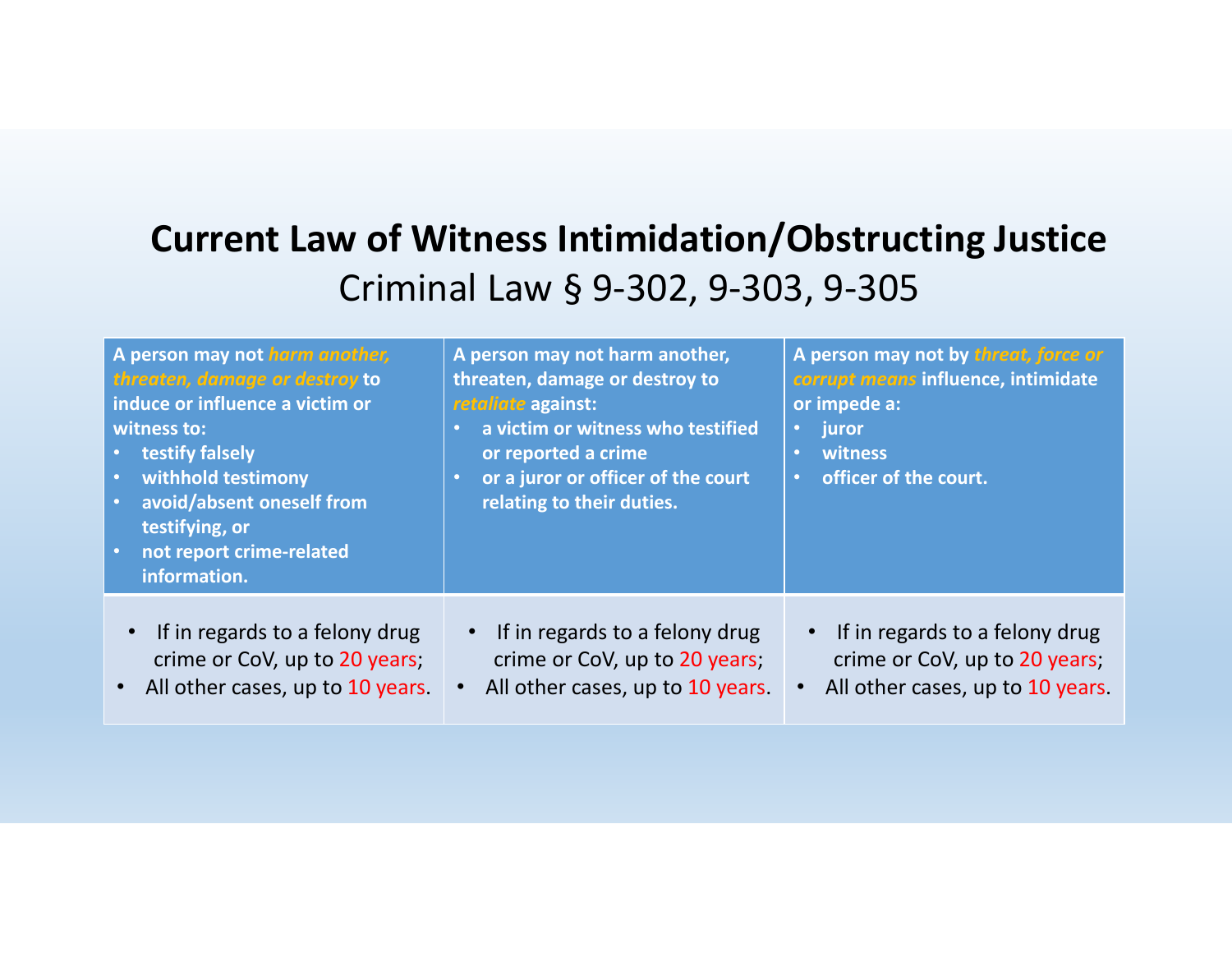# Current Law of Witness Intimidation/Obstructing Justice

## Criminal Law § 9-302, 9-303, 9-305

| A person may not ***harm another, threaten, damage or destroy*** to induce or influence a victim or witness to: <br>• testify falsely <br>• withhold testimony <br>• avoid/absent oneself from testifying, or <br>• not report crime-related information. | A person may not harm another, threaten, damage or destroy to ***retaliate*** against: <br>• a victim or witness who testified or reported a crime <br>• or a juror or officer of the court relating to their duties. | A person may not by ***threat, force or corrupt means*** influence, intimidate or impede a: <br>• juror <br>• witness <br>• officer of the court. |
|---|---|---|
| • If in regards to a felony drug crime or CoV, up to 20 years; <br>• All other cases, up to 10 years. | • If in regards to a felony drug crime or CoV, up to 20 years; <br>• All other cases, up to 10 years. | • If in regards to a felony drug crime or CoV, up to 20 years; <br>• All other cases, up to 10 years. |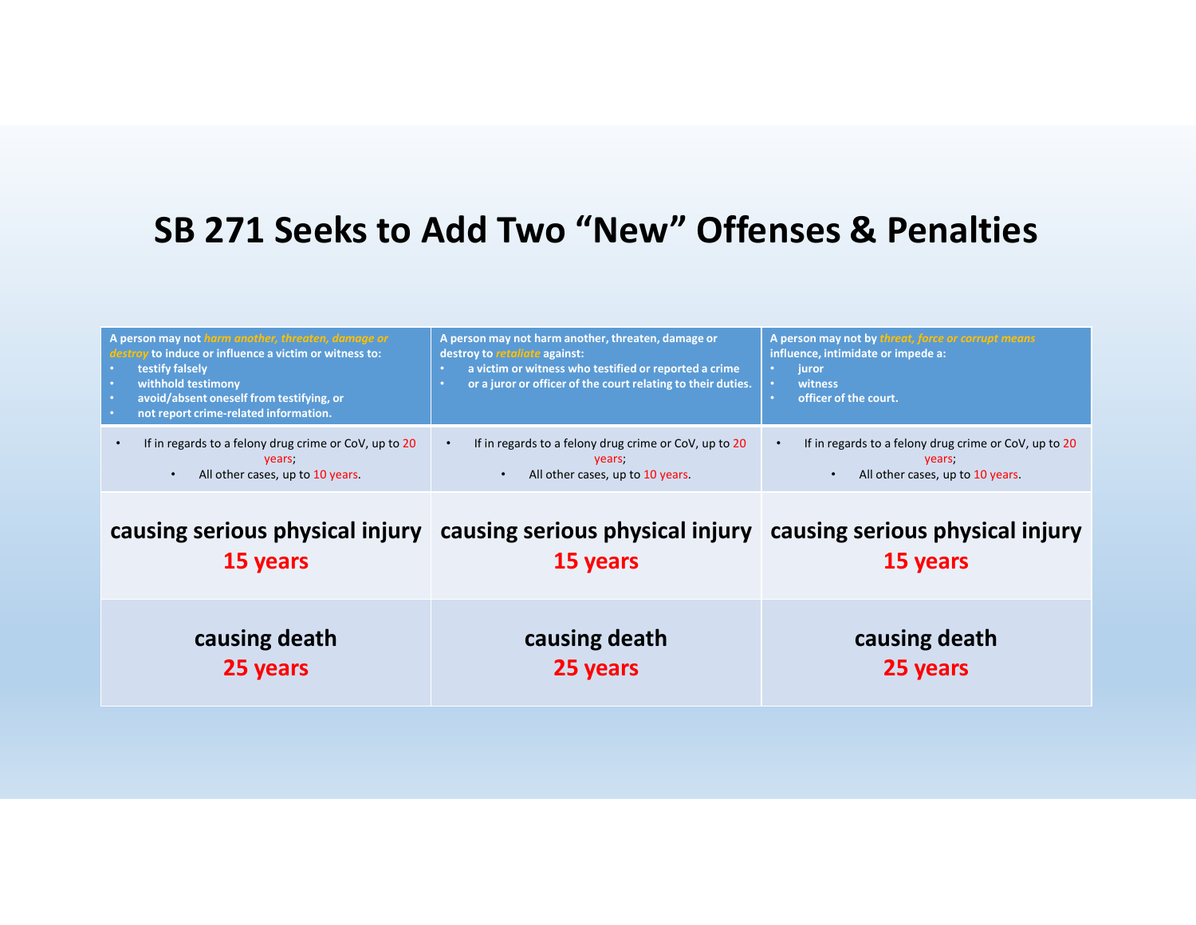# SB 271 Seeks to Add Two "New" Offenses & Penalties

| A person may not *harm another, threaten, damage or destroy* to induce or influence a victim or witness to:<br>• testify falsely<br>• withhold testimony<br>• avoid/absent oneself from testifying, or<br>• not report crime-related information. | A person may not harm another, threaten, damage or destroy to *retaliate* against:<br>• a victim or witness who testified or reported a crime<br>• or a juror or officer of the court relating to their duties. | A person may not by *threat, force or corrupt means* influence, intimidate or impede a:<br>• juror<br>• witness<br>• officer of the court. |
|---|---|---|
| • If in regards to a felony drug crime or CoV, up to 20 years;<br>• All other cases, up to 10 years. | • If in regards to a felony drug crime or CoV, up to 20 years;<br>• All other cases, up to 10 years. | • If in regards to a felony drug crime or CoV, up to 20 years;<br>• All other cases, up to 10 years. |
| **causing serious physical injury**<br>**15 years** | **causing serious physical injury**<br>**15 years** | **causing serious physical injury**<br>**15 years** |
| **causing death**<br>**25 years** | **causing death**<br>**25 years** | **causing death**<br>**25 years** |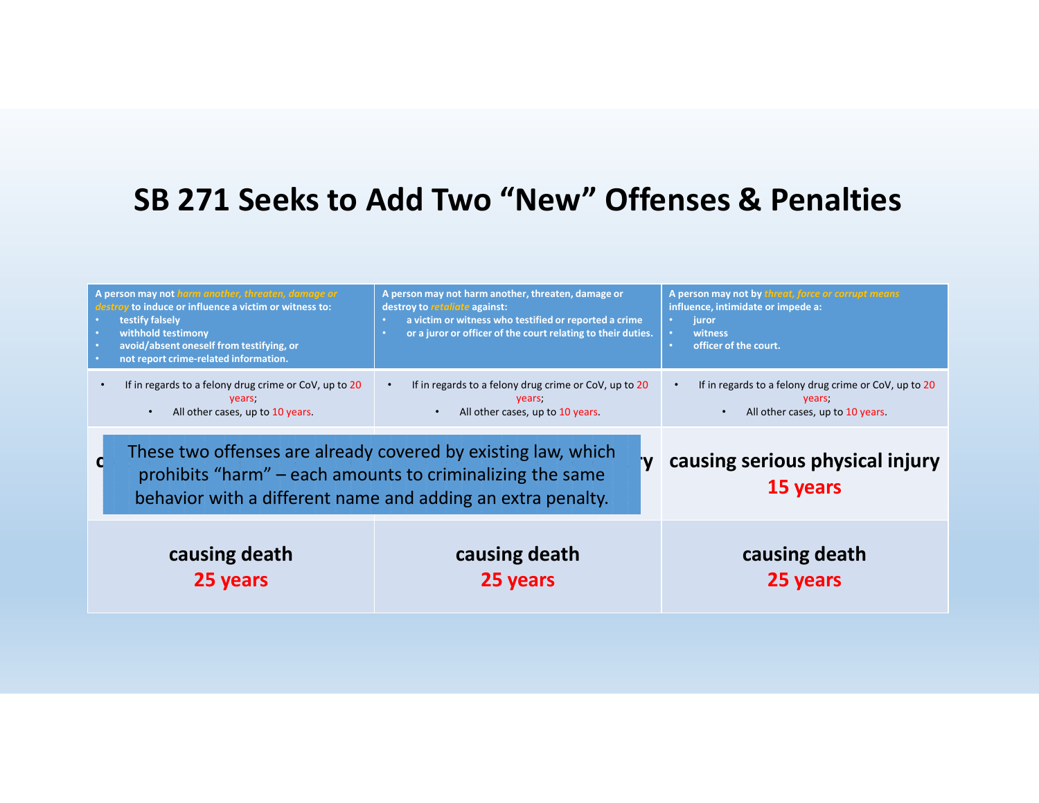# SB 271 Seeks to Add Two "New" Offenses & Penalties

| A person may not *harm another, threaten, damage or destroy* to induce or influence a victim or witness to:<br>• testify falsely<br>• withhold testimony<br>• avoid/absent oneself from testifying, or<br>• not report crime-related information. | A person may not harm another, threaten, damage or destroy to *retaliate* against:<br>• a victim or witness who testified or reported a crime<br>• or a juror or officer of the court relating to their duties. | A person may not by *threat, force or corrupt means* influence, intimidate or impede a:<br>• juror<br>• witness<br>• officer of the court. |
|---|---|---|
| • If in regards to a felony drug crime or CoV, up to 20 years;<br>• All other cases, up to 10 years. | • If in regards to a felony drug crime or CoV, up to 20 years;<br>• All other cases, up to 10 years. | • If in regards to a felony drug crime or CoV, up to 20 years;<br>• All other cases, up to 10 years. |
| These two offenses are already covered by existing law, which prohibits "harm" – each amounts to criminalizing the same behavior with a different name and adding an extra penalty. | | **causing serious physical injury**<br>**15 years** |
| **causing death**<br>**25 years** | **causing death**<br>**25 years** | **causing death**<br>**25 years** |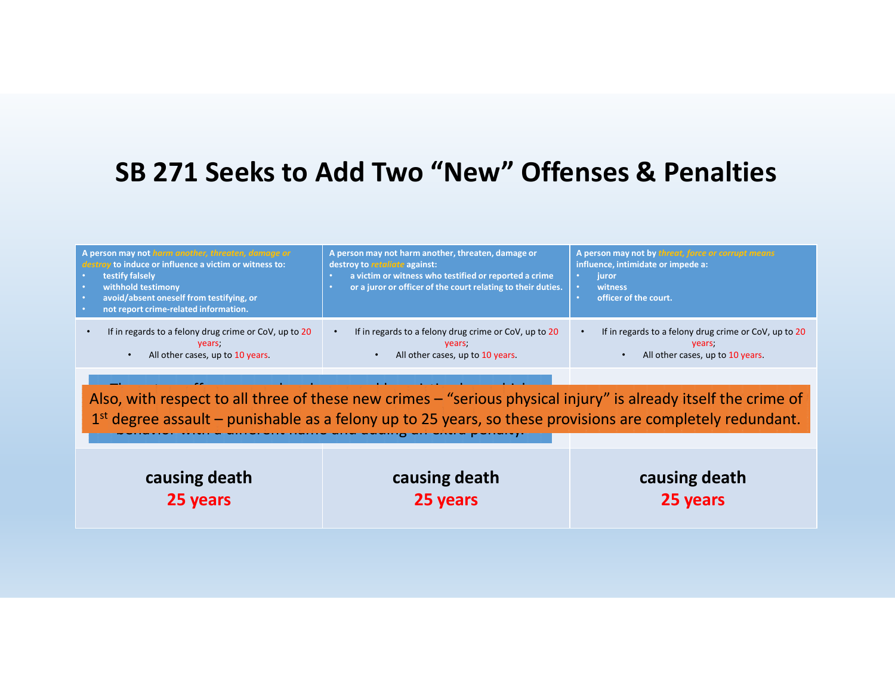# SB 271 Seeks to Add Two "New" Offenses & Penalties

| A person may not *harm another, threaten, damage or destroy* to induce or influence a victim or witness to: <br>• testify falsely<br>• withhold testimony<br>• avoid/absent oneself from testifying, or<br>• not report crime-related information. | A person may not harm another, threaten, damage or destroy to *retaliate* against:<br>• a victim or witness who testified or reported a crime<br>• or a juror or officer of the court relating to their duties. | A person may not by *threat, force or corrupt means* influence, intimidate or impede a:<br>• juror<br>• witness<br>• officer of the court. |
|---|---|---|
| • If in regards to a felony drug crime or CoV, up to 20 years;<br>• All other cases, up to 10 years. | • If in regards to a felony drug crime or CoV, up to 20 years;<br>• All other cases, up to 10 years. | • If in regards to a felony drug crime or CoV, up to 20 years;<br>• All other cases, up to 10 years. |
| Also, with respect to all three of these new crimes – "serious physical injury" is already itself the crime of 1st degree assault – punishable as a felony up to 25 years, so these provisions are completely redundant. | | |
| **causing death**<br>**25 years** | **causing death**<br>**25 years** | **causing death**<br>**25 years** |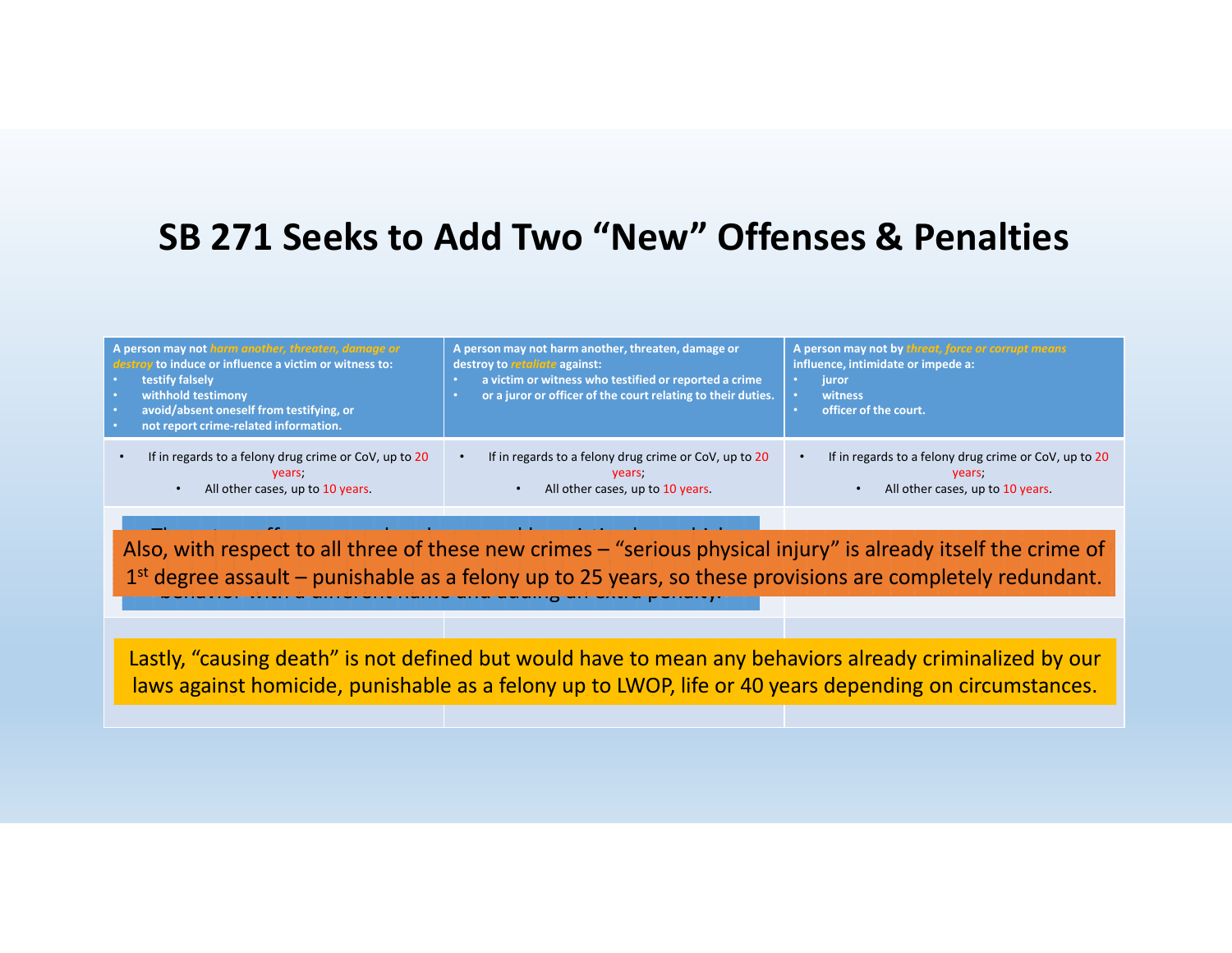# SB 271 Seeks to Add Two “New” Offenses & Penalties

| | | |
|---|---|---|
| A person may not *harm another, threaten, damage or destroy* to induce or influence a victim or witness to:<br>• testify falsely<br>• withhold testimony<br>• avoid/absent oneself from testifying, or<br>• not report crime-related information. | A person may not harm another, threaten, damage or destroy to *retaliate* against:<br>• a victim or witness who testified or reported a crime<br>• or a juror or officer of the court relating to their duties. | A person may not by *threat, force or corrupt means* influence, intimidate or impede a:<br>• juror<br>• witness<br>• officer of the court. |
| • If in regards to a felony drug crime or CoV, up to 20 years;<br>• All other cases, up to 10 years. | • If in regards to a felony drug crime or CoV, up to 20 years;<br>• All other cases, up to 10 years. | • If in regards to a felony drug crime or CoV, up to 20 years;<br>• All other cases, up to 10 years. |

Also, with respect to all three of these new crimes – “serious physical injury” is already itself the crime of 1st degree assault – punishable as a felony up to 25 years, so these provisions are completely redundant.

Lastly, “causing death” is not defined but would have to mean any behaviors already criminalized by our laws against homicide, punishable as a felony up to LWOP, life or 40 years depending on circumstances.